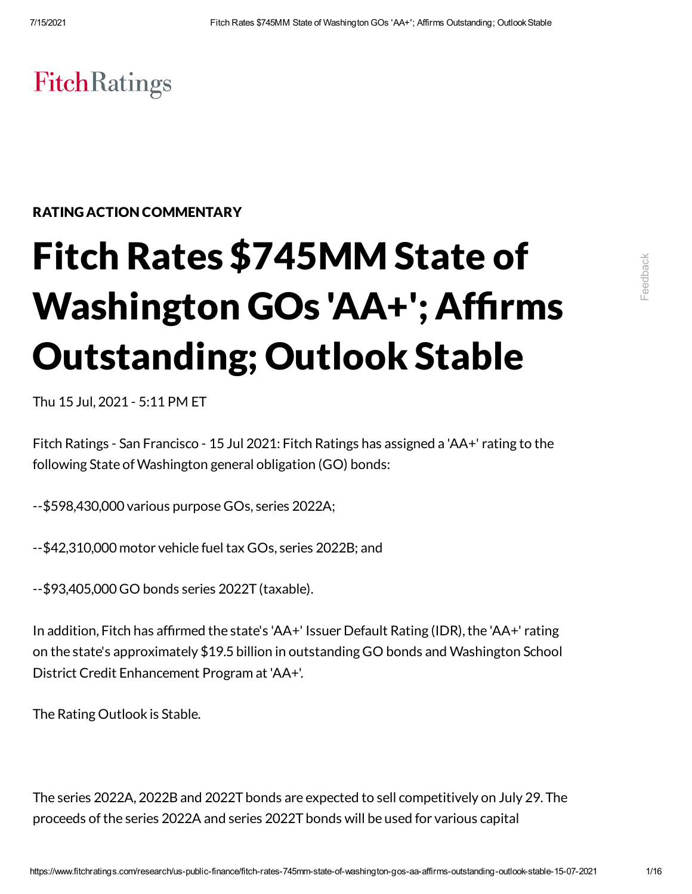FitchRatings

RATING ACTION COMMENTARY

# Fitch Rates $745MM State of Washington GOs 'AA+'; Affirms Outstanding; Outlook Stable

Thu 15 Jul, 2021 - 5:11 PM ET

Fitch Ratings - San Francisco - 15 Jul 2021: Fitch Ratings has assigned a 'AA+' rating to the following State of Washington general obligation (GO) bonds:

--$598,430,000 various purpose GOs, series 2022A;

--$42,310,000 motor vehicle fuel tax GOs, series 2022B; and

--$93,405,000 GO bonds series 2022T (taxable).

In addition, Fitch has affirmed the state's 'AA+' Issuer Default Rating (IDR), the 'AA+' rating on the state's approximately $19.5 billion in outstanding GO bonds and Washington School District Credit Enhancement Program at 'AA+'.

The Rating Outlook is Stable.

The series 2022A, 2022B and 2022T bonds are expected to sell competitively on July 29. The proceeds of the series 2022A and series 2022T bonds will be used for various capital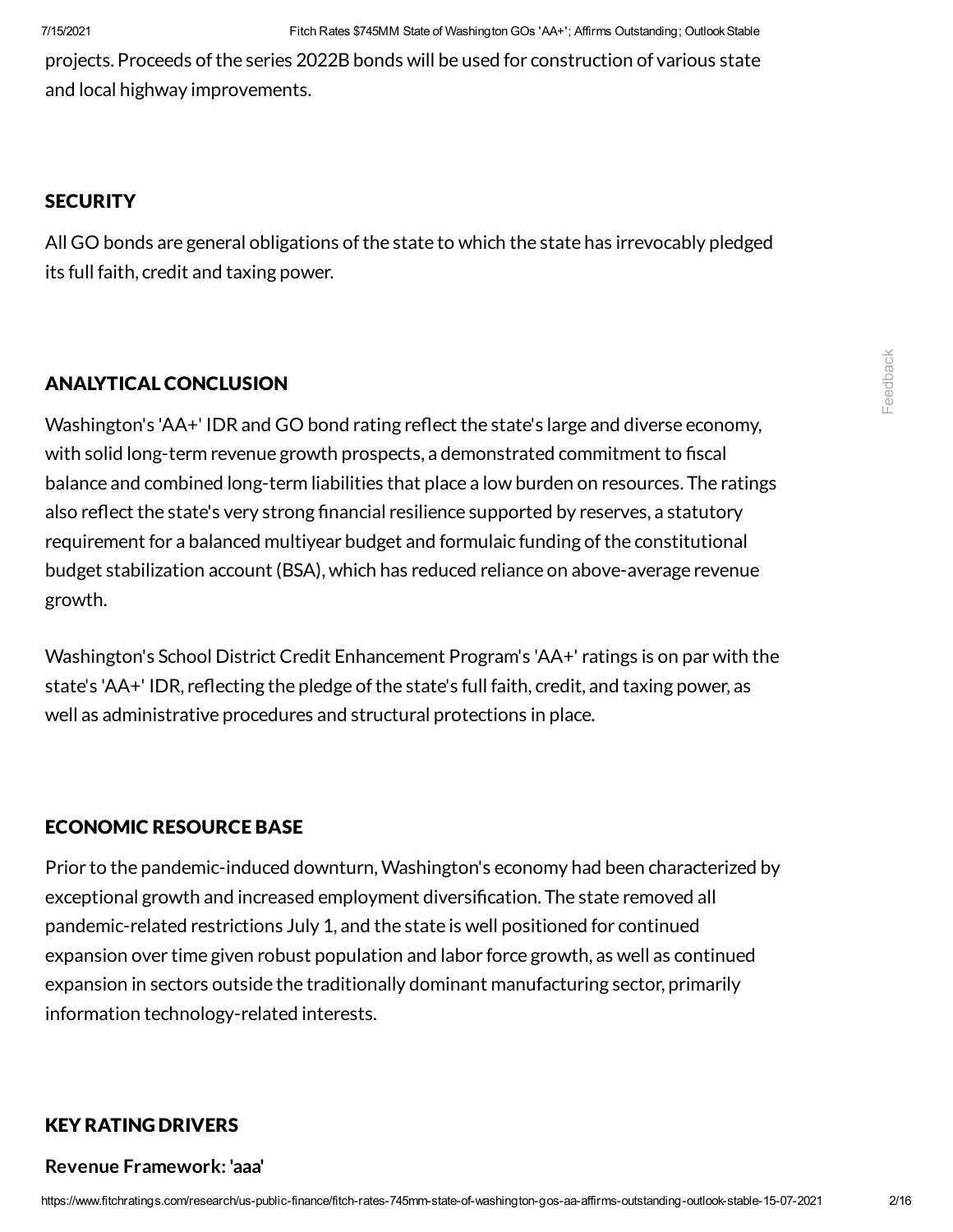projects. Proceeds of the series 2022B bonds will be used for construction of various state and local highway improvements.

## SECURITY

All GO bonds are general obligations of the state to which the state has irrevocably pledged its full faith, credit and taxing power.

## ANALYTICAL CONCLUSION

Washington's 'AA+' IDR and GO bond rating reflect the state's large and diverse economy, with solid long-term revenue growth prospects, a demonstrated commitment to fiscal balance and combined long-term liabilities that place a low burden on resources. The ratings also reflect the state's very strong financial resilience supported by reserves, a statutory requirement for a balanced multiyear budget and formulaic funding of the constitutional budget stabilization account (BSA), which has reduced reliance on above-average revenue growth.

Washington's School District Credit Enhancement Program's 'AA+' ratings is on par with the state's 'AA+' IDR, reflecting the pledge of the state's full faith, credit, and taxing power, as well as administrative procedures and structural protections in place.

## ECONOMIC RESOURCE BASE

Prior to the pandemic-induced downturn, Washington's economy had been characterized by exceptional growth and increased employment diversification. The state removed all pandemic-related restrictions July 1, and the state is well positioned for continued expansion over time given robust population and labor force growth, as well as continued expansion in sectors outside the traditionally dominant manufacturing sector, primarily information technology-related interests.

## KEY RATING DRIVERS

### Revenue Framework: 'aaa'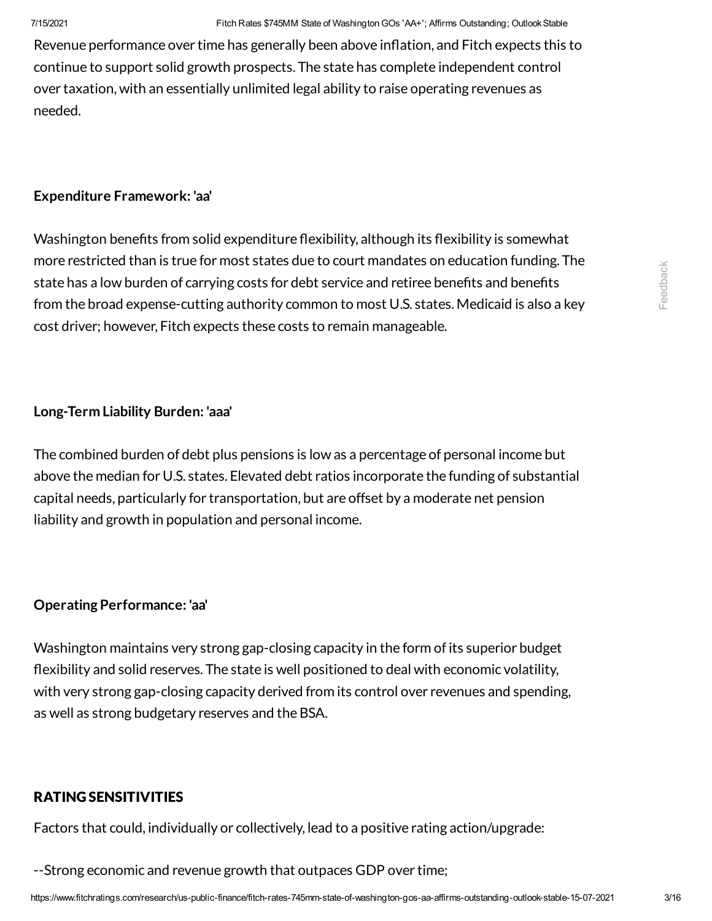Revenue performance over time has generally been above inflation, and Fitch expects this to continue to support solid growth prospects. The state has complete independent control over taxation, with an essentially unlimited legal ability to raise operating revenues as needed.

**Expenditure Framework: 'aa'**

Washington benefits from solid expenditure flexibility, although its flexibility is somewhat more restricted than is true for most states due to court mandates on education funding. The state has a low burden of carrying costs for debt service and retiree benefits and benefits from the broad expense-cutting authority common to most U.S. states. Medicaid is also a key cost driver; however, Fitch expects these costs to remain manageable.

**Long-Term Liability Burden: 'aaa'**

The combined burden of debt plus pensions is low as a percentage of personal income but above the median for U.S. states. Elevated debt ratios incorporate the funding of substantial capital needs, particularly for transportation, but are offset by a moderate net pension liability and growth in population and personal income.

**Operating Performance: 'aa'**

Washington maintains very strong gap-closing capacity in the form of its superior budget flexibility and solid reserves. The state is well positioned to deal with economic volatility, with very strong gap-closing capacity derived from its control over revenues and spending, as well as strong budgetary reserves and the BSA.

## RATING SENSITIVITIES

Factors that could, individually or collectively, lead to a positive rating action/upgrade:

--Strong economic and revenue growth that outpaces GDP over time;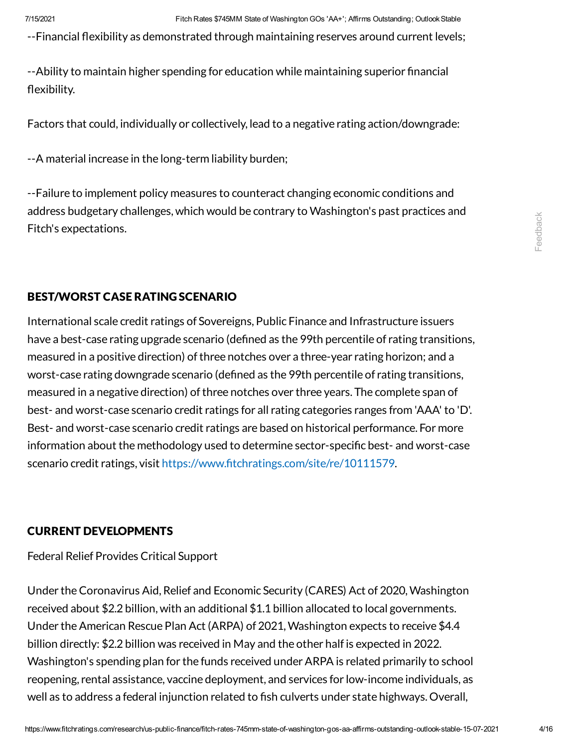--Financial flexibility as demonstrated through maintaining reserves around current levels;

--Ability to maintain higher spending for education while maintaining superior financial flexibility.

Factors that could, individually or collectively, lead to a negative rating action/downgrade:

--A material increase in the long-term liability burden;

--Failure to implement policy measures to counteract changing economic conditions and address budgetary challenges, which would be contrary to Washington's past practices and Fitch's expectations.

## BEST/WORST CASE RATING SCENARIO

International scale credit ratings of Sovereigns, Public Finance and Infrastructure issuers have a best-case rating upgrade scenario (defined as the 99th percentile of rating transitions, measured in a positive direction) of three notches over a three-year rating horizon; and a worst-case rating downgrade scenario (defined as the 99th percentile of rating transitions, measured in a negative direction) of three notches over three years. The complete span of best- and worst-case scenario credit ratings for all rating categories ranges from 'AAA' to 'D'. Best- and worst-case scenario credit ratings are based on historical performance. For more information about the methodology used to determine sector-specific best- and worst-case scenario credit ratings, visit https://www.fitchratings.com/site/re/10111579.

## CURRENT DEVELOPMENTS

Federal Relief Provides Critical Support

Under the Coronavirus Aid, Relief and Economic Security (CARES) Act of 2020, Washington received about $2.2 billion, with an additional $1.1 billion allocated to local governments. Under the American Rescue Plan Act (ARPA) of 2021, Washington expects to receive $4.4 billion directly: $2.2 billion was received in May and the other half is expected in 2022. Washington's spending plan for the funds received under ARPA is related primarily to school reopening, rental assistance, vaccine deployment, and services for low-income individuals, as well as to address a federal injunction related to fish culverts under state highways. Overall,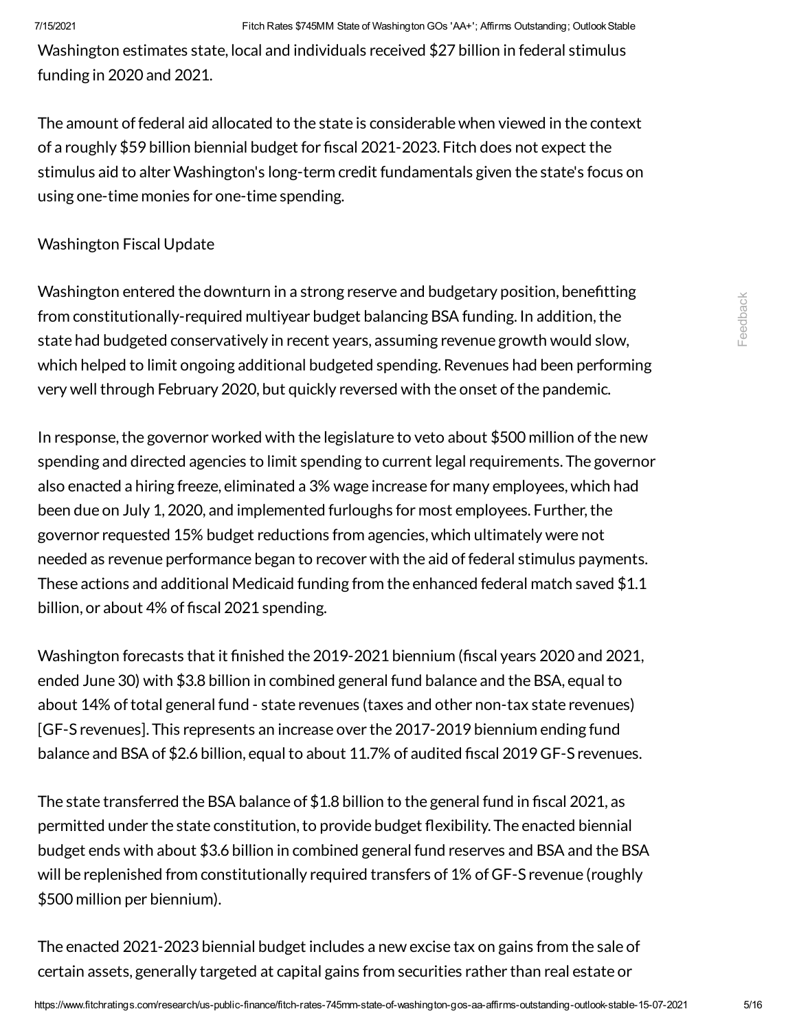Washington estimates state, local and individuals received $27 billion in federal stimulus funding in 2020 and 2021.

The amount of federal aid allocated to the state is considerable when viewed in the context of a roughly $59 billion biennial budget for fiscal 2021-2023. Fitch does not expect the stimulus aid to alter Washington's long-term credit fundamentals given the state's focus on using one-time monies for one-time spending.

Washington Fiscal Update

Washington entered the downturn in a strong reserve and budgetary position, benefitting from constitutionally-required multiyear budget balancing BSA funding. In addition, the state had budgeted conservatively in recent years, assuming revenue growth would slow, which helped to limit ongoing additional budgeted spending. Revenues had been performing very well through February 2020, but quickly reversed with the onset of the pandemic.

In response, the governor worked with the legislature to veto about $500 million of the new spending and directed agencies to limit spending to current legal requirements. The governor also enacted a hiring freeze, eliminated a 3% wage increase for many employees, which had been due on July 1, 2020, and implemented furloughs for most employees. Further, the governor requested 15% budget reductions from agencies, which ultimately were not needed as revenue performance began to recover with the aid of federal stimulus payments. These actions and additional Medicaid funding from the enhanced federal match saved $1.1 billion, or about 4% of fiscal 2021 spending.

Washington forecasts that it finished the 2019-2021 biennium (fiscal years 2020 and 2021, ended June 30) with $3.8 billion in combined general fund balance and the BSA, equal to about 14% of total general fund - state revenues (taxes and other non-tax state revenues) [GF-S revenues]. This represents an increase over the 2017-2019 biennium ending fund balance and BSA of $2.6 billion, equal to about 11.7% of audited fiscal 2019 GF-S revenues.

The state transferred the BSA balance of $1.8 billion to the general fund in fiscal 2021, as permitted under the state constitution, to provide budget flexibility. The enacted biennial budget ends with about $3.6 billion in combined general fund reserves and BSA and the BSA will be replenished from constitutionally required transfers of 1% of GF-S revenue (roughly $500 million per biennium).

The enacted 2021-2023 biennial budget includes a new excise tax on gains from the sale of certain assets, generally targeted at capital gains from securities rather than real estate or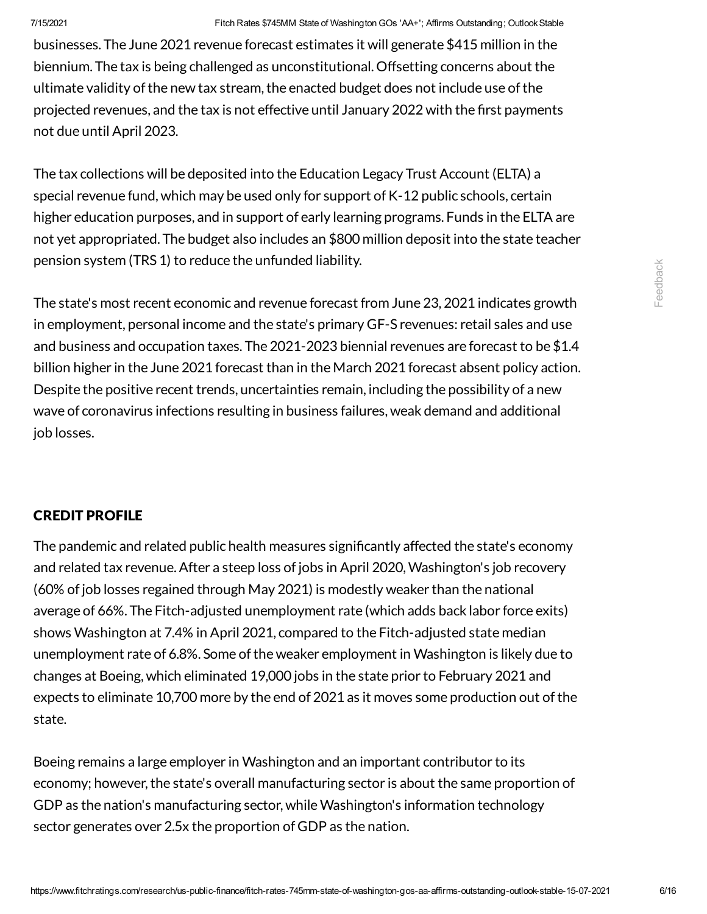businesses. The June 2021 revenue forecast estimates it will generate $415 million in the biennium. The tax is being challenged as unconstitutional. Offsetting concerns about the ultimate validity of the new tax stream, the enacted budget does not include use of the projected revenues, and the tax is not effective until January 2022 with the first payments not due until April 2023.

The tax collections will be deposited into the Education Legacy Trust Account (ELTA) a special revenue fund, which may be used only for support of K-12 public schools, certain higher education purposes, and in support of early learning programs. Funds in the ELTA are not yet appropriated. The budget also includes an $800 million deposit into the state teacher pension system (TRS 1) to reduce the unfunded liability.

The state's most recent economic and revenue forecast from June 23, 2021 indicates growth in employment, personal income and the state's primary GF-S revenues: retail sales and use and business and occupation taxes. The 2021-2023 biennial revenues are forecast to be $1.4 billion higher in the June 2021 forecast than in the March 2021 forecast absent policy action. Despite the positive recent trends, uncertainties remain, including the possibility of a new wave of coronavirus infections resulting in business failures, weak demand and additional job losses.

## CREDIT PROFILE

The pandemic and related public health measures significantly affected the state's economy and related tax revenue. After a steep loss of jobs in April 2020, Washington's job recovery (60% of job losses regained through May 2021) is modestly weaker than the national average of 66%. The Fitch-adjusted unemployment rate (which adds back labor force exits) shows Washington at 7.4% in April 2021, compared to the Fitch-adjusted state median unemployment rate of 6.8%. Some of the weaker employment in Washington is likely due to changes at Boeing, which eliminated 19,000 jobs in the state prior to February 2021 and expects to eliminate 10,700 more by the end of 2021 as it moves some production out of the state.

Boeing remains a large employer in Washington and an important contributor to its economy; however, the state's overall manufacturing sector is about the same proportion of GDP as the nation's manufacturing sector, while Washington's information technology sector generates over 2.5x the proportion of GDP as the nation.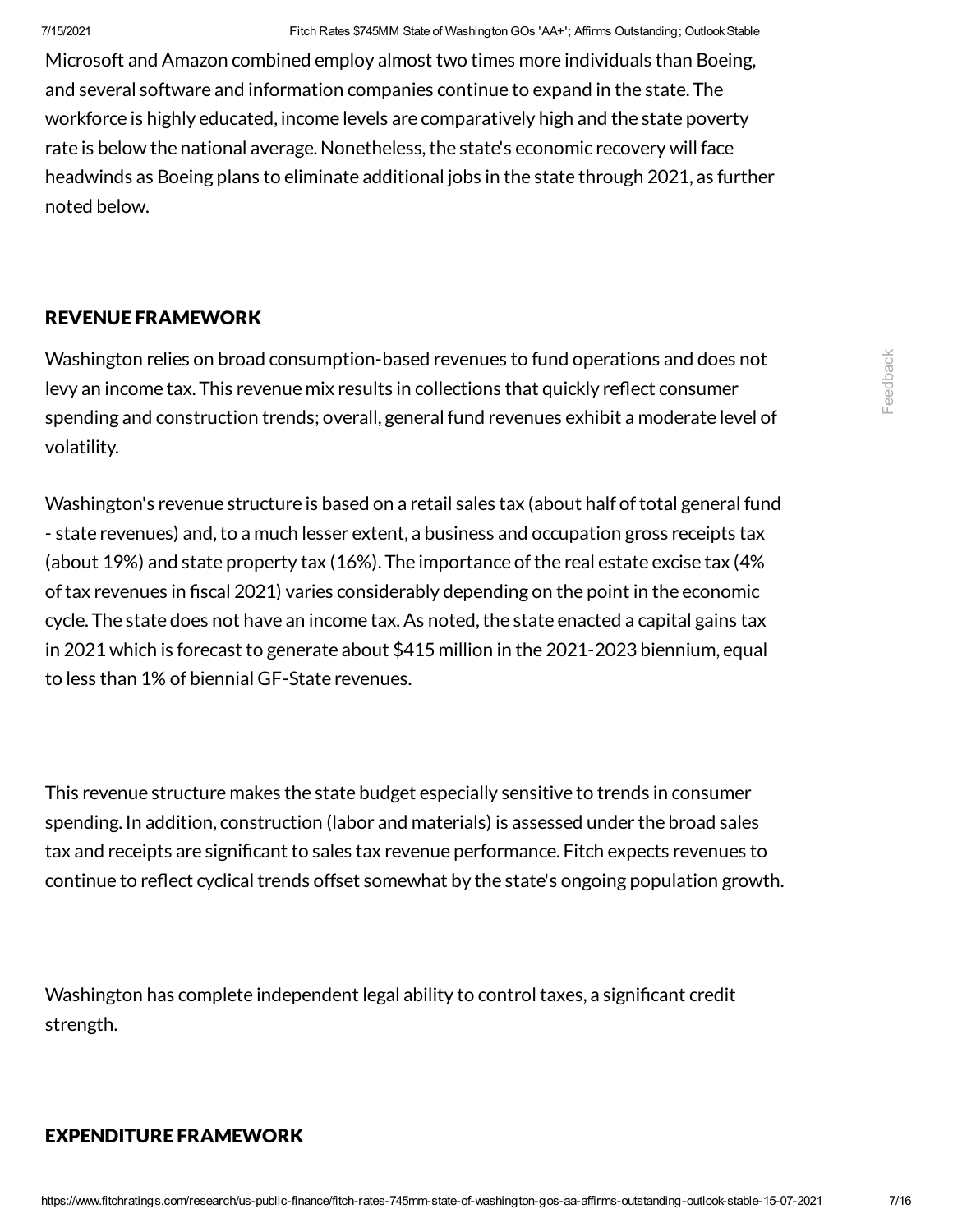Microsoft and Amazon combined employ almost two times more individuals than Boeing, and several software and information companies continue to expand in the state. The workforce is highly educated, income levels are comparatively high and the state poverty rate is below the national average. Nonetheless, the state's economic recovery will face headwinds as Boeing plans to eliminate additional jobs in the state through 2021, as further noted below.

## REVENUE FRAMEWORK

Washington relies on broad consumption-based revenues to fund operations and does not levy an income tax. This revenue mix results in collections that quickly reflect consumer spending and construction trends; overall, general fund revenues exhibit a moderate level of volatility.

Washington's revenue structure is based on a retail sales tax (about half of total general fund - state revenues) and, to a much lesser extent, a business and occupation gross receipts tax (about 19%) and state property tax (16%). The importance of the real estate excise tax (4% of tax revenues in fiscal 2021) varies considerably depending on the point in the economic cycle. The state does not have an income tax. As noted, the state enacted a capital gains tax in 2021 which is forecast to generate about $415 million in the 2021-2023 biennium, equal to less than 1% of biennial GF-State revenues.

This revenue structure makes the state budget especially sensitive to trends in consumer spending. In addition, construction (labor and materials) is assessed under the broad sales tax and receipts are significant to sales tax revenue performance. Fitch expects revenues to continue to reflect cyclical trends offset somewhat by the state's ongoing population growth.

Washington has complete independent legal ability to control taxes, a significant credit strength.

## EXPENDITURE FRAMEWORK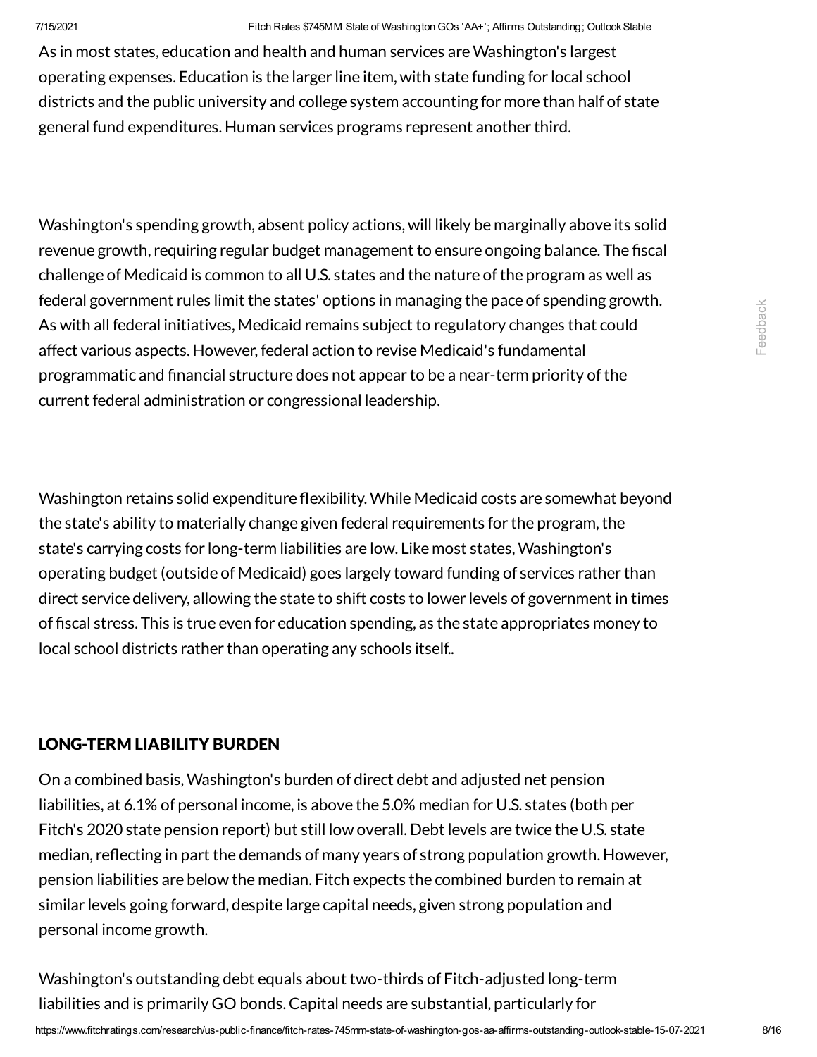As in most states, education and health and human services are Washington's largest operating expenses. Education is the larger line item, with state funding for local school districts and the public university and college system accounting for more than half of state general fund expenditures. Human services programs represent another third.

Washington's spending growth, absent policy actions, will likely be marginally above its solid revenue growth, requiring regular budget management to ensure ongoing balance. The fiscal challenge of Medicaid is common to all U.S. states and the nature of the program as well as federal government rules limit the states' options in managing the pace of spending growth. As with all federal initiatives, Medicaid remains subject to regulatory changes that could affect various aspects. However, federal action to revise Medicaid's fundamental programmatic and financial structure does not appear to be a near-term priority of the current federal administration or congressional leadership.

Washington retains solid expenditure flexibility. While Medicaid costs are somewhat beyond the state's ability to materially change given federal requirements for the program, the state's carrying costs for long-term liabilities are low. Like most states, Washington's operating budget (outside of Medicaid) goes largely toward funding of services rather than direct service delivery, allowing the state to shift costs to lower levels of government in times of fiscal stress. This is true even for education spending, as the state appropriates money to local school districts rather than operating any schools itself..

## LONG-TERM LIABILITY BURDEN

On a combined basis, Washington's burden of direct debt and adjusted net pension liabilities, at 6.1% of personal income, is above the 5.0% median for U.S. states (both per Fitch's 2020 state pension report) but still low overall. Debt levels are twice the U.S. state median, reflecting in part the demands of many years of strong population growth. However, pension liabilities are below the median. Fitch expects the combined burden to remain at similar levels going forward, despite large capital needs, given strong population and personal income growth.

Washington's outstanding debt equals about two-thirds of Fitch-adjusted long-term liabilities and is primarily GO bonds. Capital needs are substantial, particularly for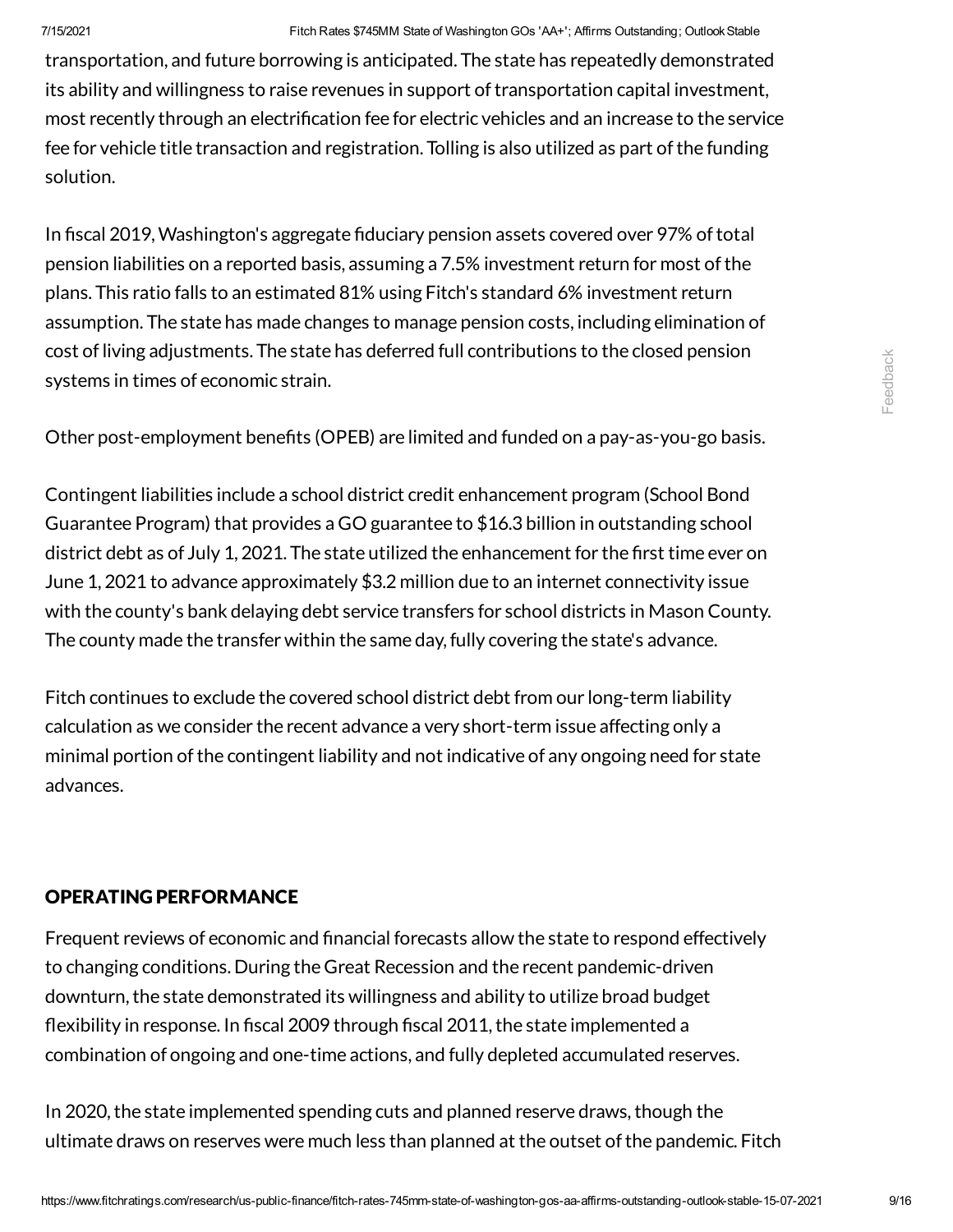transportation, and future borrowing is anticipated. The state has repeatedly demonstrated its ability and willingness to raise revenues in support of transportation capital investment, most recently through an electrification fee for electric vehicles and an increase to the service fee for vehicle title transaction and registration. Tolling is also utilized as part of the funding solution.

In fiscal 2019, Washington's aggregate fiduciary pension assets covered over 97% of total pension liabilities on a reported basis, assuming a 7.5% investment return for most of the plans. This ratio falls to an estimated 81% using Fitch's standard 6% investment return assumption. The state has made changes to manage pension costs, including elimination of cost of living adjustments. The state has deferred full contributions to the closed pension systems in times of economic strain.

Other post-employment benefits (OPEB) are limited and funded on a pay-as-you-go basis.

Contingent liabilities include a school district credit enhancement program (School Bond Guarantee Program) that provides a GO guarantee to $16.3 billion in outstanding school district debt as of July 1, 2021. The state utilized the enhancement for the first time ever on June 1, 2021 to advance approximately $3.2 million due to an internet connectivity issue with the county's bank delaying debt service transfers for school districts in Mason County. The county made the transfer within the same day, fully covering the state's advance.

Fitch continues to exclude the covered school district debt from our long-term liability calculation as we consider the recent advance a very short-term issue affecting only a minimal portion of the contingent liability and not indicative of any ongoing need for state advances.

## OPERATING PERFORMANCE

Frequent reviews of economic and financial forecasts allow the state to respond effectively to changing conditions. During the Great Recession and the recent pandemic-driven downturn, the state demonstrated its willingness and ability to utilize broad budget flexibility in response. In fiscal 2009 through fiscal 2011, the state implemented a combination of ongoing and one-time actions, and fully depleted accumulated reserves.

In 2020, the state implemented spending cuts and planned reserve draws, though the ultimate draws on reserves were much less than planned at the outset of the pandemic. Fitch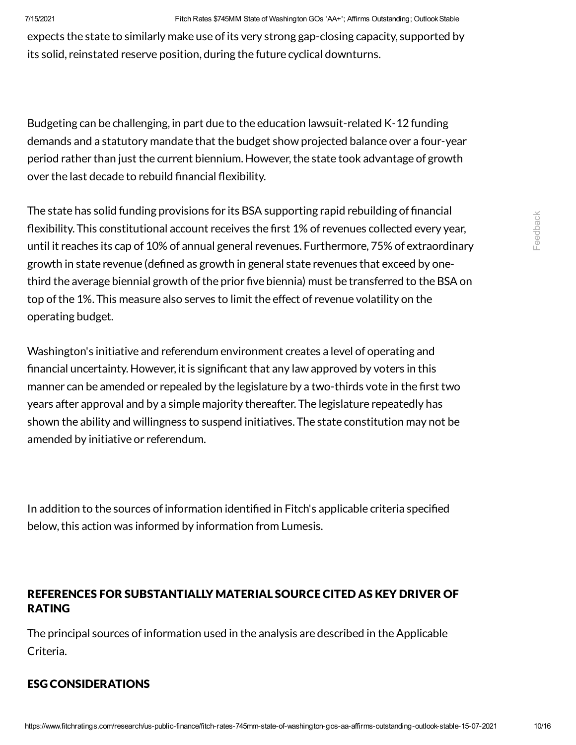expects the state to similarly make use of its very strong gap-closing capacity, supported by its solid, reinstated reserve position, during the future cyclical downturns.

Budgeting can be challenging, in part due to the education lawsuit-related K-12 funding demands and a statutory mandate that the budget show projected balance over a four-year period rather than just the current biennium. However, the state took advantage of growth over the last decade to rebuild financial flexibility.

The state has solid funding provisions for its BSA supporting rapid rebuilding of financial flexibility. This constitutional account receives the first 1% of revenues collected every year, until it reaches its cap of 10% of annual general revenues. Furthermore, 75% of extraordinary growth in state revenue (defined as growth in general state revenues that exceed by one-third the average biennial growth of the prior five biennia) must be transferred to the BSA on top of the 1%. This measure also serves to limit the effect of revenue volatility on the operating budget.

Washington's initiative and referendum environment creates a level of operating and financial uncertainty. However, it is significant that any law approved by voters in this manner can be amended or repealed by the legislature by a two-thirds vote in the first two years after approval and by a simple majority thereafter. The legislature repeatedly has shown the ability and willingness to suspend initiatives. The state constitution may not be amended by initiative or referendum.

In addition to the sources of information identified in Fitch's applicable criteria specified below, this action was informed by information from Lumesis.

## REFERENCES FOR SUBSTANTIALLY MATERIAL SOURCE CITED AS KEY DRIVER OF RATING

The principal sources of information used in the analysis are described in the Applicable Criteria.

## ESG CONSIDERATIONS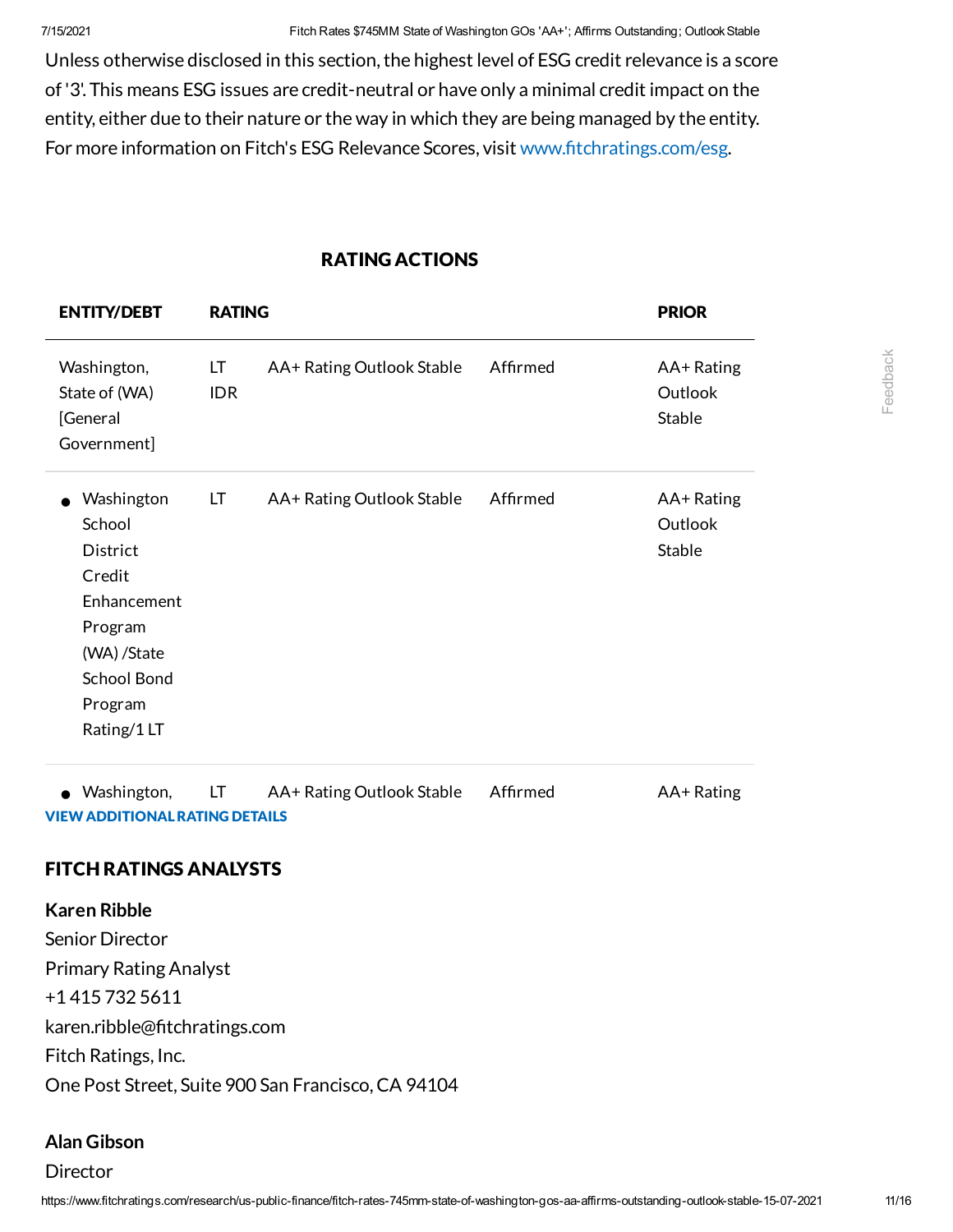Unless otherwise disclosed in this section, the highest level of ESG credit relevance is a score of '3'. This means ESG issues are credit-neutral or have only a minimal credit impact on the entity, either due to their nature or the way in which they are being managed by the entity. For more information on Fitch's ESG Relevance Scores, visit www.fitchratings.com/esg.

## RATING ACTIONS

| ENTITY/DEBT | RATING | | | PRIOR |
|---|---|---|---|---|
| Washington, State of (WA) [General Government] | LT IDR | AA+ Rating Outlook Stable | Affirmed | AA+ Rating Outlook Stable |
| • Washington School District Credit Enhancement Program (WA) /State School Bond Program Rating/1 LT | LT | AA+ Rating Outlook Stable | Affirmed | AA+ Rating Outlook Stable |
| • Washington, | LT | AA+ Rating Outlook Stable | Affirmed | AA+ Rating |

**VIEW ADDITIONAL RATING DETAILS**

## FITCH RATINGS ANALYSTS

**Karen Ribble**
Senior Director
Primary Rating Analyst
+1 415 732 5611
karen.ribble@fitchratings.com
Fitch Ratings, Inc.
One Post Street, Suite 900 San Francisco, CA 94104

**Alan Gibson**
Director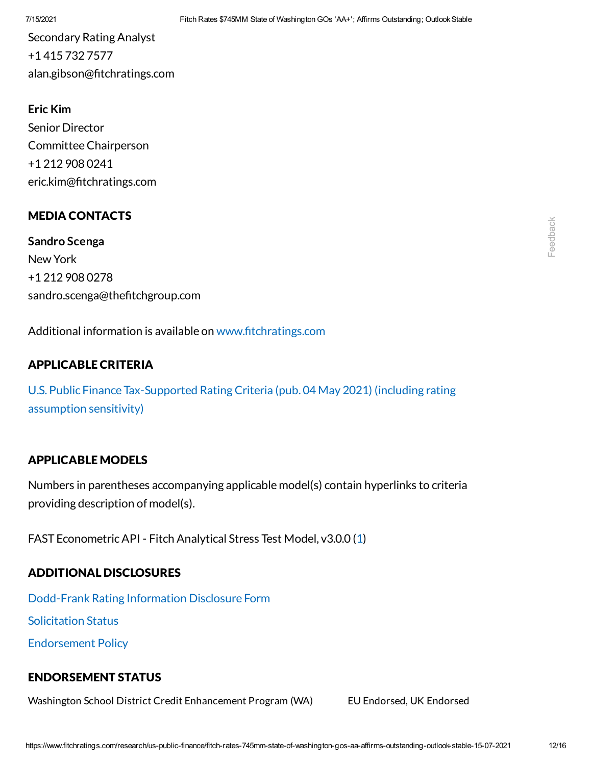Secondary Rating Analyst
+1 415 732 7577
alan.gibson@fitchratings.com

**Eric Kim**
Senior Director
Committee Chairperson
+1 212 908 0241
eric.kim@fitchratings.com

## MEDIA CONTACTS

**Sandro Scenga**
New York
+1 212 908 0278
sandro.scenga@thefitchgroup.com

Additional information is available on www.fitchratings.com

## APPLICABLE CRITERIA

U.S. Public Finance Tax-Supported Rating Criteria (pub. 04 May 2021) (including rating assumption sensitivity)

## APPLICABLE MODELS

Numbers in parentheses accompanying applicable model(s) contain hyperlinks to criteria providing description of model(s).

FAST Econometric API - Fitch Analytical Stress Test Model, v3.0.0 (1)

## ADDITIONAL DISCLOSURES

Dodd-Frank Rating Information Disclosure Form

Solicitation Status

Endorsement Policy

## ENDORSEMENT STATUS

| | |
|---|---|
| Washington School District Credit Enhancement Program (WA) | EU Endorsed, UK Endorsed |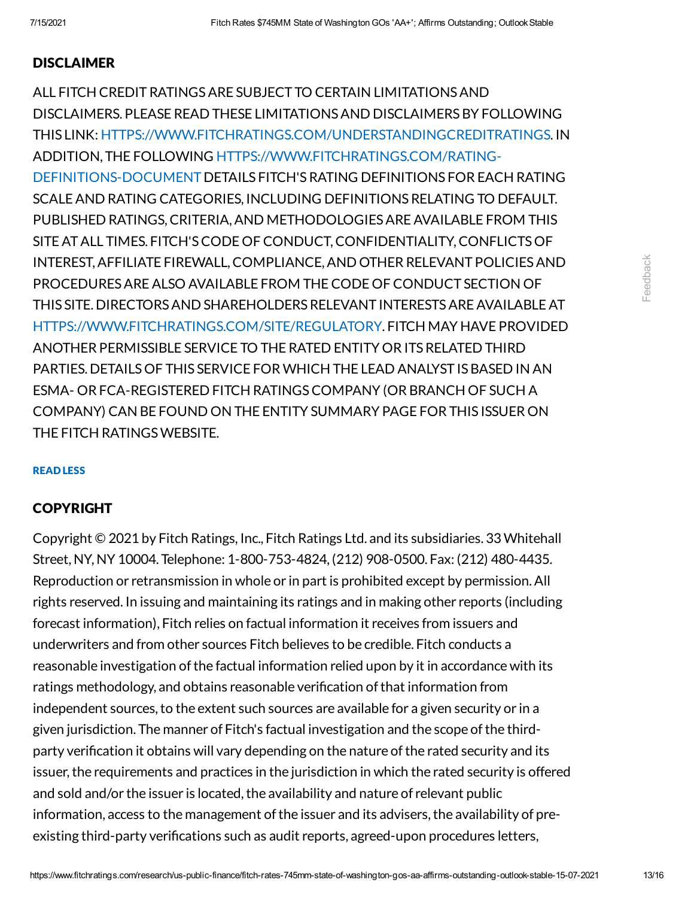## DISCLAIMER

ALL FITCH CREDIT RATINGS ARE SUBJECT TO CERTAIN LIMITATIONS AND DISCLAIMERS. PLEASE READ THESE LIMITATIONS AND DISCLAIMERS BY FOLLOWING THIS LINK: HTTPS://WWW.FITCHRATINGS.COM/UNDERSTANDINGCREDITRATINGS. IN ADDITION, THE FOLLOWING HTTPS://WWW.FITCHRATINGS.COM/RATING-DEFINITIONS-DOCUMENT DETAILS FITCH'S RATING DEFINITIONS FOR EACH RATING SCALE AND RATING CATEGORIES, INCLUDING DEFINITIONS RELATING TO DEFAULT. PUBLISHED RATINGS, CRITERIA, AND METHODOLOGIES ARE AVAILABLE FROM THIS SITE AT ALL TIMES. FITCH'S CODE OF CONDUCT, CONFIDENTIALITY, CONFLICTS OF INTEREST, AFFILIATE FIREWALL, COMPLIANCE, AND OTHER RELEVANT POLICIES AND PROCEDURES ARE ALSO AVAILABLE FROM THE CODE OF CONDUCT SECTION OF THIS SITE. DIRECTORS AND SHAREHOLDERS RELEVANT INTERESTS ARE AVAILABLE AT HTTPS://WWW.FITCHRATINGS.COM/SITE/REGULATORY. FITCH MAY HAVE PROVIDED ANOTHER PERMISSIBLE SERVICE TO THE RATED ENTITY OR ITS RELATED THIRD PARTIES. DETAILS OF THIS SERVICE FOR WHICH THE LEAD ANALYST IS BASED IN AN ESMA- OR FCA-REGISTERED FITCH RATINGS COMPANY (OR BRANCH OF SUCH A COMPANY) CAN BE FOUND ON THE ENTITY SUMMARY PAGE FOR THIS ISSUER ON THE FITCH RATINGS WEBSITE.

READ LESS

## COPYRIGHT

Copyright © 2021 by Fitch Ratings, Inc., Fitch Ratings Ltd. and its subsidiaries. 33 Whitehall Street, NY, NY 10004. Telephone: 1-800-753-4824, (212) 908-0500. Fax: (212) 480-4435. Reproduction or retransmission in whole or in part is prohibited except by permission. All rights reserved. In issuing and maintaining its ratings and in making other reports (including forecast information), Fitch relies on factual information it receives from issuers and underwriters and from other sources Fitch believes to be credible. Fitch conducts a reasonable investigation of the factual information relied upon by it in accordance with its ratings methodology, and obtains reasonable verification of that information from independent sources, to the extent such sources are available for a given security or in a given jurisdiction. The manner of Fitch's factual investigation and the scope of the third-party verification it obtains will vary depending on the nature of the rated security and its issuer, the requirements and practices in the jurisdiction in which the rated security is offered and sold and/or the issuer is located, the availability and nature of relevant public information, access to the management of the issuer and its advisers, the availability of pre-existing third-party verifications such as audit reports, agreed-upon procedures letters,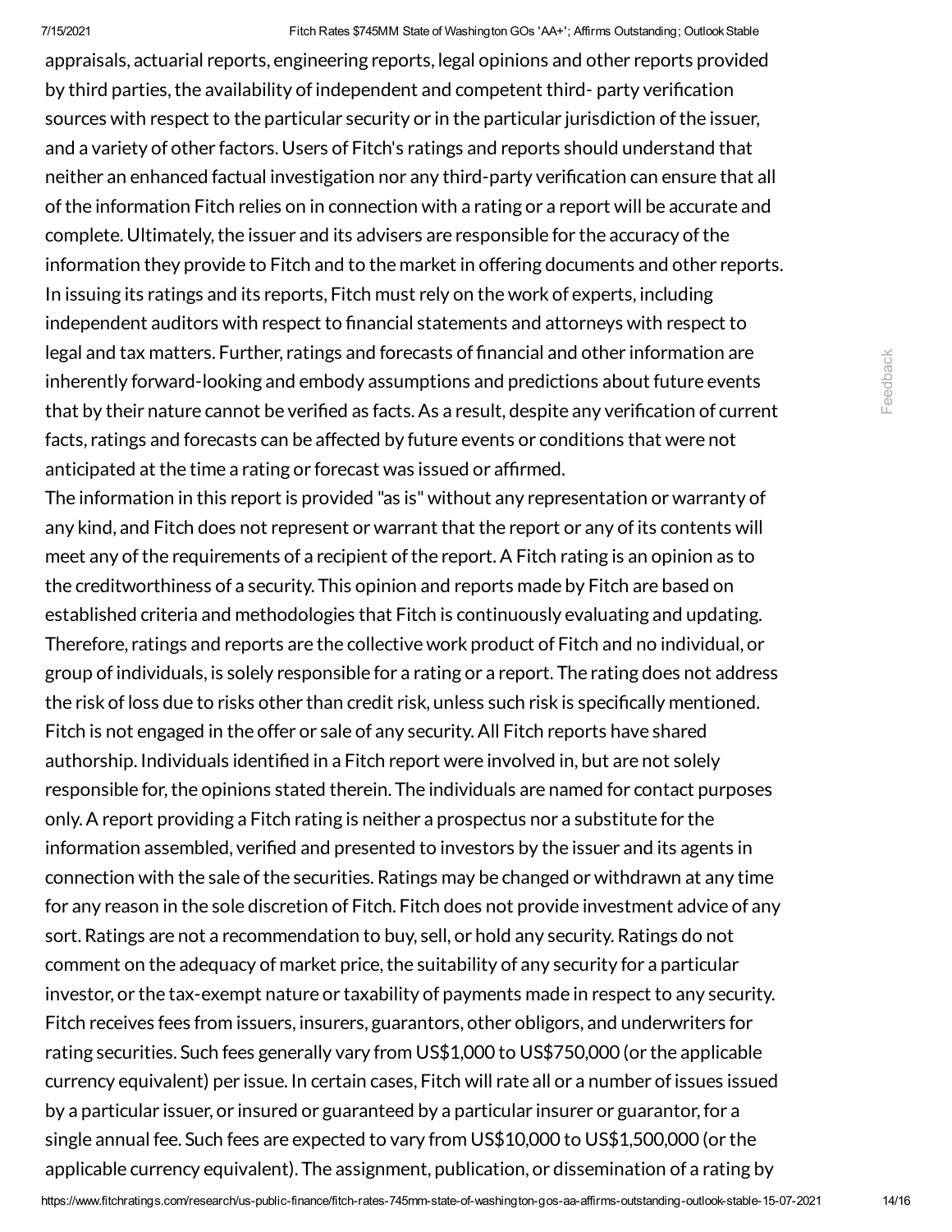appraisals, actuarial reports, engineering reports, legal opinions and other reports provided by third parties, the availability of independent and competent third- party verification sources with respect to the particular security or in the particular jurisdiction of the issuer, and a variety of other factors. Users of Fitch's ratings and reports should understand that neither an enhanced factual investigation nor any third-party verification can ensure that all of the information Fitch relies on in connection with a rating or a report will be accurate and complete. Ultimately, the issuer and its advisers are responsible for the accuracy of the information they provide to Fitch and to the market in offering documents and other reports. In issuing its ratings and its reports, Fitch must rely on the work of experts, including independent auditors with respect to financial statements and attorneys with respect to legal and tax matters. Further, ratings and forecasts of financial and other information are inherently forward-looking and embody assumptions and predictions about future events that by their nature cannot be verified as facts. As a result, despite any verification of current facts, ratings and forecasts can be affected by future events or conditions that were not anticipated at the time a rating or forecast was issued or affirmed.

The information in this report is provided "as is" without any representation or warranty of any kind, and Fitch does not represent or warrant that the report or any of its contents will meet any of the requirements of a recipient of the report. A Fitch rating is an opinion as to the creditworthiness of a security. This opinion and reports made by Fitch are based on established criteria and methodologies that Fitch is continuously evaluating and updating. Therefore, ratings and reports are the collective work product of Fitch and no individual, or group of individuals, is solely responsible for a rating or a report. The rating does not address the risk of loss due to risks other than credit risk, unless such risk is specifically mentioned. Fitch is not engaged in the offer or sale of any security. All Fitch reports have shared authorship. Individuals identified in a Fitch report were involved in, but are not solely responsible for, the opinions stated therein. The individuals are named for contact purposes only. A report providing a Fitch rating is neither a prospectus nor a substitute for the information assembled, verified and presented to investors by the issuer and its agents in connection with the sale of the securities. Ratings may be changed or withdrawn at any time for any reason in the sole discretion of Fitch. Fitch does not provide investment advice of any sort. Ratings are not a recommendation to buy, sell, or hold any security. Ratings do not comment on the adequacy of market price, the suitability of any security for a particular investor, or the tax-exempt nature or taxability of payments made in respect to any security. Fitch receives fees from issuers, insurers, guarantors, other obligors, and underwriters for rating securities. Such fees generally vary from US$1,000 to US$750,000 (or the applicable currency equivalent) per issue. In certain cases, Fitch will rate all or a number of issues issued by a particular issuer, or insured or guaranteed by a particular insurer or guarantor, for a single annual fee. Such fees are expected to vary from US$10,000 to US$1,500,000 (or the applicable currency equivalent). The assignment, publication, or dissemination of a rating by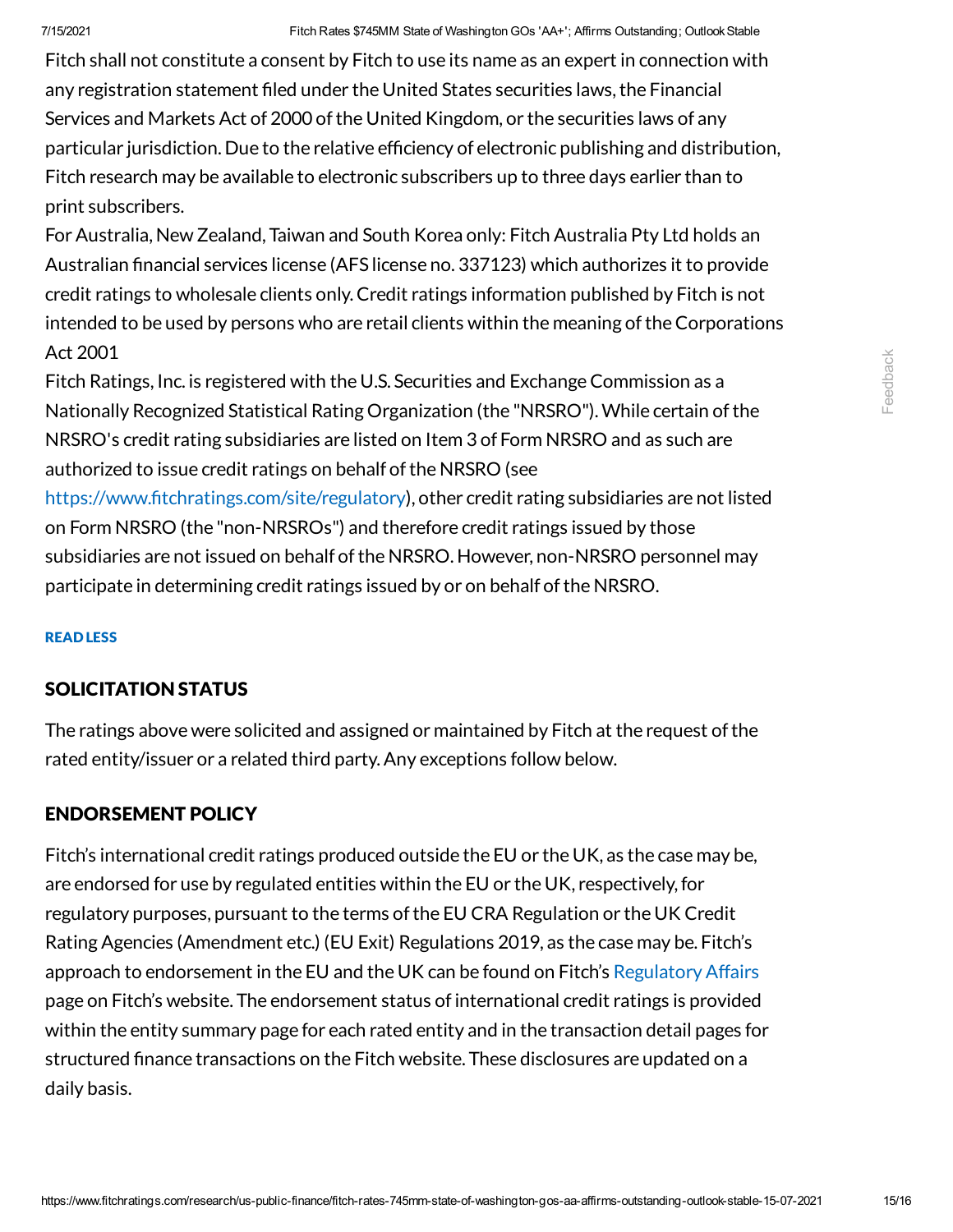Fitch shall not constitute a consent by Fitch to use its name as an expert in connection with any registration statement filed under the United States securities laws, the Financial Services and Markets Act of 2000 of the United Kingdom, or the securities laws of any particular jurisdiction. Due to the relative efficiency of electronic publishing and distribution, Fitch research may be available to electronic subscribers up to three days earlier than to print subscribers.

For Australia, New Zealand, Taiwan and South Korea only: Fitch Australia Pty Ltd holds an Australian financial services license (AFS license no. 337123) which authorizes it to provide credit ratings to wholesale clients only. Credit ratings information published by Fitch is not intended to be used by persons who are retail clients within the meaning of the Corporations Act 2001

Fitch Ratings, Inc. is registered with the U.S. Securities and Exchange Commission as a Nationally Recognized Statistical Rating Organization (the "NRSRO"). While certain of the NRSRO's credit rating subsidiaries are listed on Item 3 of Form NRSRO and as such are authorized to issue credit ratings on behalf of the NRSRO (see https://www.fitchratings.com/site/regulatory), other credit rating subsidiaries are not listed on Form NRSRO (the "non-NRSROs") and therefore credit ratings issued by those subsidiaries are not issued on behalf of the NRSRO. However, non-NRSRO personnel may participate in determining credit ratings issued by or on behalf of the NRSRO.

READ LESS

## SOLICITATION STATUS

The ratings above were solicited and assigned or maintained by Fitch at the request of the rated entity/issuer or a related third party. Any exceptions follow below.

## ENDORSEMENT POLICY

Fitch's international credit ratings produced outside the EU or the UK, as the case may be, are endorsed for use by regulated entities within the EU or the UK, respectively, for regulatory purposes, pursuant to the terms of the EU CRA Regulation or the UK Credit Rating Agencies (Amendment etc.) (EU Exit) Regulations 2019, as the case may be. Fitch's approach to endorsement in the EU and the UK can be found on Fitch's Regulatory Affairs page on Fitch's website. The endorsement status of international credit ratings is provided within the entity summary page for each rated entity and in the transaction detail pages for structured finance transactions on the Fitch website. These disclosures are updated on a daily basis.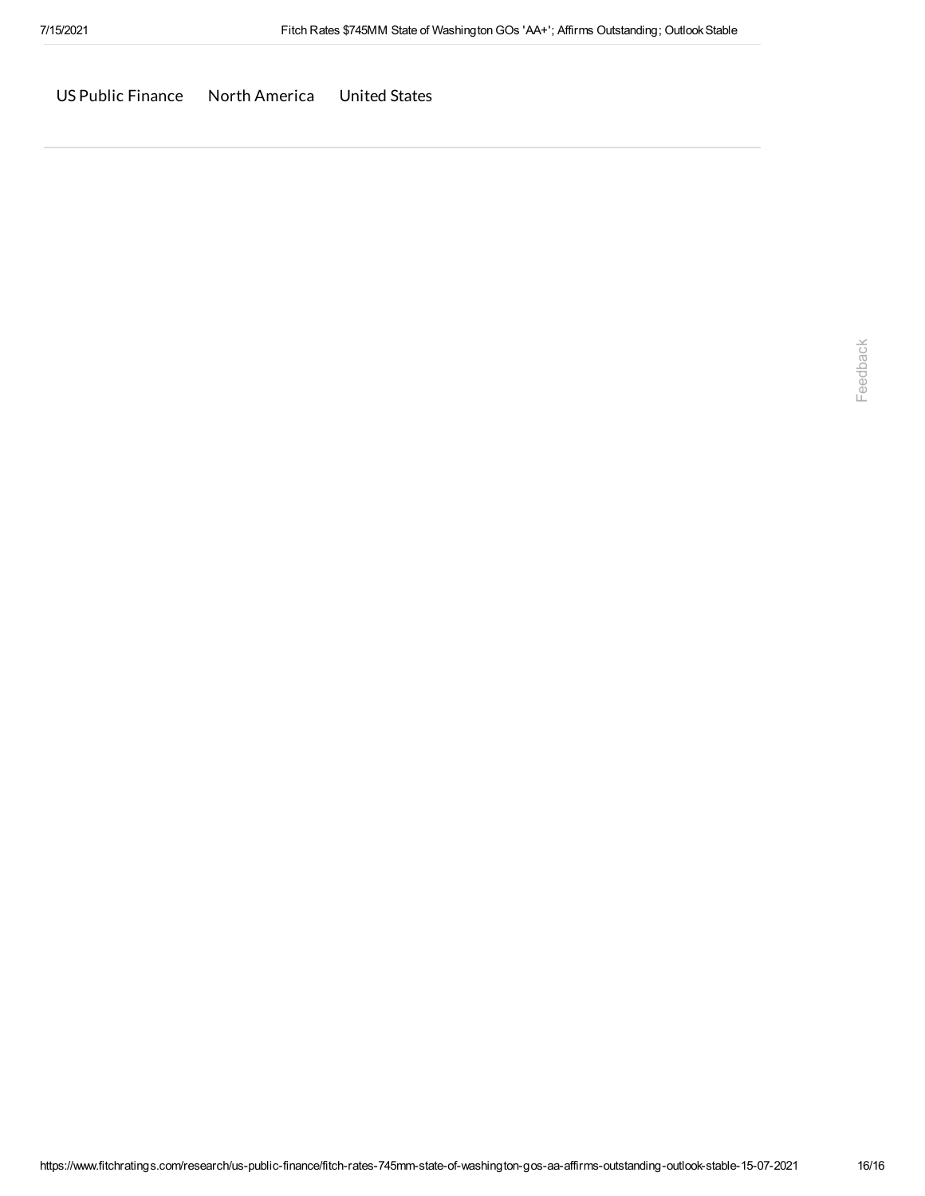US Public Finance North America United States